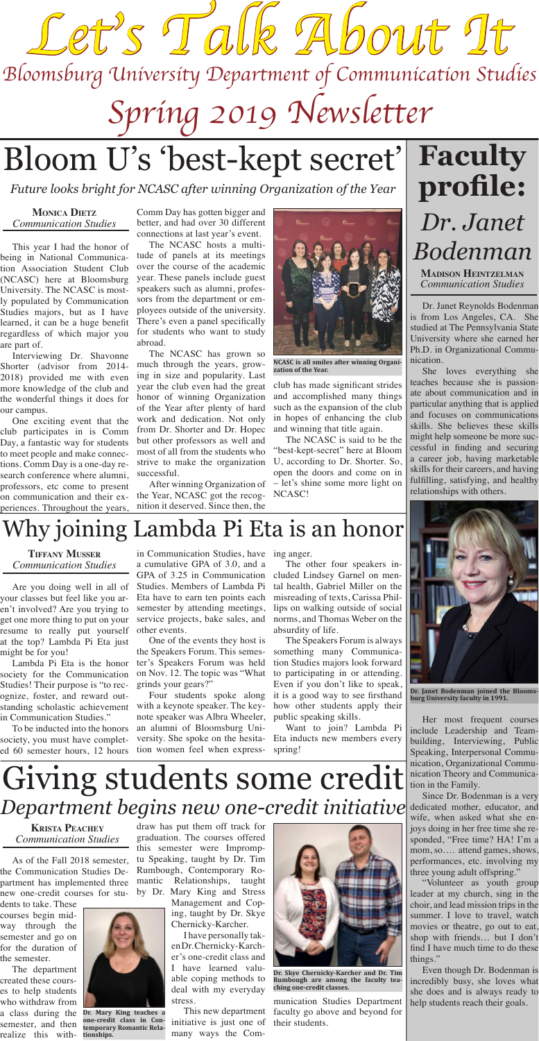# Let's Talk About It

## Bloomsburg University Department of Communication Studies

## Spring 2019 Newsletter

# Bloom U's 'best-kept secret'

*Future looks bright for NCASC after winning Organization of the Year*

**Monica Dietz**
*Communication Studies*

This year I had the honor of being in National Communication Association Student Club (NCASC) here at Bloomsburg University. The NCASC is mostly populated by Communication Studies majors, but as I have learned, it can be a huge benefit regardless of which major you are part of.

Interviewing Dr. Shavonne Shorter (advisor from 2014-2018) provided me with even more knowledge of the club and the wonderful things it does for our campus.

One exciting event that the club participates in is Comm Day, a fantastic way for students to meet people and make connections. Comm Day is a one-day research conference where alumni, professors, etc come to present on communication and their experiences. Throughout the years, Comm Day has gotten bigger and better, and had over 30 different connections at last year's event.

The NCASC hosts a multitude of panels at its meetings over the course of the academic year. These panels include guest speakers such as alumni, professors from the department or employees outside of the university. There's even a panel specifically for students who want to study abroad.

The NCASC has grown so much through the years, growing in size and popularity. Last year the club even had the great honor of winning Organization of the Year after plenty of hard work and dedication. Not only from Dr. Shorter and Dr. Hopec but other professors as well and most of all from the students who strive to make the organization successful.

After winning Organization of the Year, NCASC got the recognition it deserved. Since then, the club has made significant strides and accomplished many things such as the expansion of the club in hopes of enhancing the club and winning that title again.

NCASC is all smiles after winning Organization of the Year.

The NCASC is said to be the "best-kept-secret" here at Bloom U, according to Dr. Shorter. So, open the doors and come on in – let's shine some more light on NCASC!

# Why joining Lambda Pi Eta is an honor

**Tiffany Musser**
*Communication Studies*

Are you doing well in all of your classes but feel like you aren't involved? Are you trying to get one more thing to put on your resume to really put yourself at the top? Lambda Pi Eta just might be for you!

Lambda Pi Eta is the honor society for the Communication Studies! Their purpose is "to recognize, foster, and reward outstanding scholastic achievement in Communication Studies."

To be inducted into the honors society, you must have completed 60 semester hours, 12 hours in Communication Studies, have a cumulative GPA of 3.0, and a GPA of 3.25 in Communication Studies. Members of Lambda Pi Eta have to earn ten points each semester by attending meetings, service projects, bake sales, and other events.

One of the events they host is the Speakers Forum. This semester's Speakers Forum was held on Nov. 12. The topic was "What grinds your gears?"

Four students spoke along with a keynote speaker. The keynote speaker was Albra Wheeler, an alumni of Bloomsburg University. She spoke on the hesitation women feel when expressing anger.

The other four speakers included Lindsey Garnel on mental health, Gabriel Miller on the misreading of texts, Carissa Phillips on walking outside of social norms, and Thomas Weber on the absurdity of life.

The Speakers Forum is always something many Communication Studies majors look forward to participating in or attending. Even if you don't like to speak, it is a good way to see firsthand how other students apply their public speaking skills.

Want to join? Lambda Pi Eta inducts new members every spring!

# Giving students some credit

*Department begins new one-credit initiative*

**Krista Peachey**
*Communication Studies*

As of the Fall 2018 semester, the Communication Studies Department has implemented three new one-credit courses for students to take. These courses begin midway through the semester and go on for the duration of the semester.

The department created these courses to help students who withdraw from a class during the semester, and then realize this withdraw has put them off track for graduation. The courses offered this semester were Impromptu Speaking, taught by Dr. Tim Rumbough, Contemporary Romantic Relationships, taught by Dr. Mary King and Stress Management and Coping, taught by Dr. Skye Chernicky-Karcher.

Dr. Mary King teaches a one-credit class in Contemporary Romantic Relationships.

I have personally taken Dr. Chernicky-Karcher's one-credit class and I have learned valuable coping methods to deal with my everyday stress.

Dr. Skye Chernicky-Karcher and Dr. Tim Rumbough are among the faculty teaching one-credit classes.

This new department initiative is just one of many ways the Communication Studies Department faculty go above and beyond for their students.

# Faculty profile: *Dr. Janet Bodenman*

**Madison Heintzelman**
*Communication Studies*

Dr. Janet Reynolds Bodenman is from Los Angeles, CA. She studied at The Pennsylvania State University where she earned her Ph.D. in Organizational Communication.

She loves everything she teaches because she is passionate about communication and in particular anything that is applied and focuses on communications skills. She believes these skills might help someone be more successful in finding and securing a career job, having marketable skills for their careers, and having fulfilling, satisfying, and healthy relationships with others.

Dr. Janet Bodenman joined the Bloomsburg University faculty in 1991.

Her most frequent courses include Leadership and Teambuilding, Interviewing, Public Speaking, Interpersonal Communication, Organizational Communication Theory and Communication in the Family.

Since Dr. Bodenman is a very dedicated mother, educator, and wife, when asked what she enjoys doing in her free time she responded, "Free time? HA! I'm a mom, so…. attend games, shows, performances, etc. involving my three young adult offspring."

"Volunteer as youth group leader at my church, sing in the choir, and lead mission trips in the summer. I love to travel, watch movies or theatre, go out to eat, shop with friends… but I don't find I have much time to do these things."

Even though Dr. Bodenman is incredibly busy, she loves what she does and is always ready to help students reach their goals.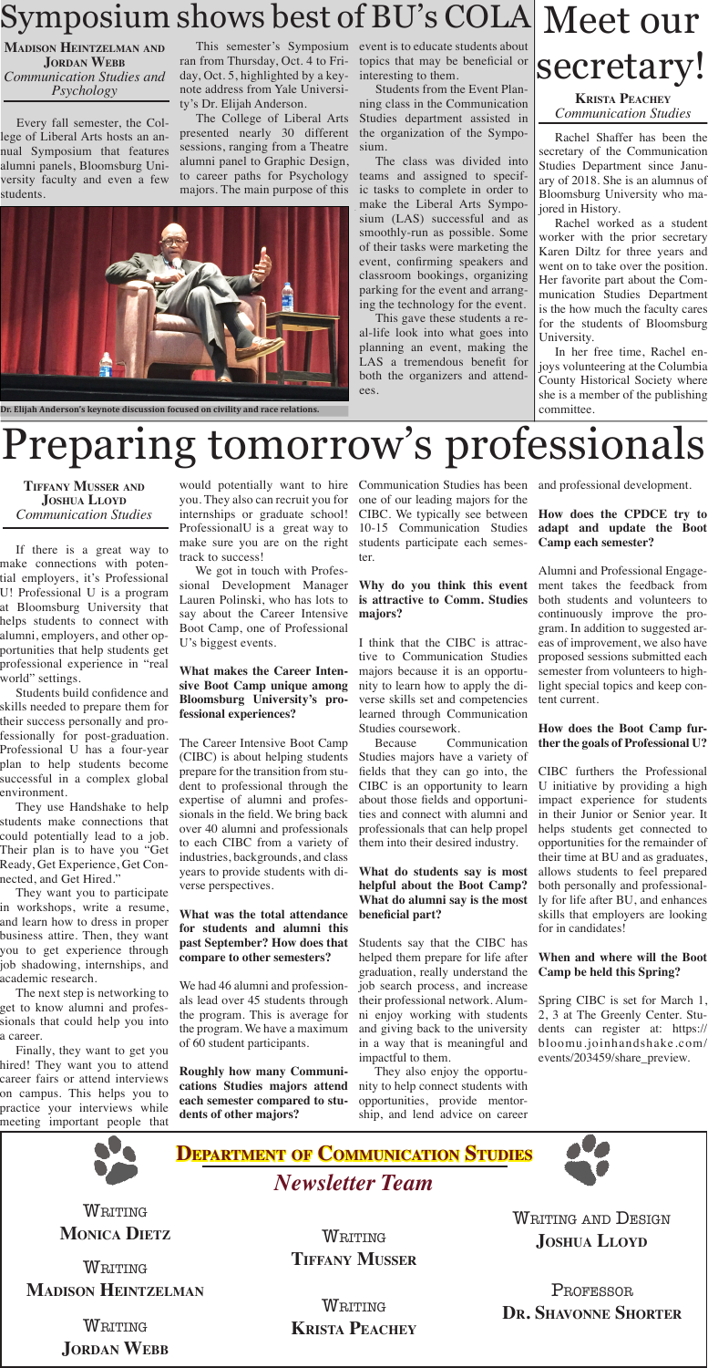# Symposium shows best of BU's COLA

**Madison Heintzelman and Jordan Webb**
*Communication Studies and Psychology*

Every fall semester, the College of Liberal Arts hosts an annual Symposium that features alumni panels, Bloomsburg University faculty and even a few students.

This semester's Symposium ran from Thursday, Oct. 4 to Friday, Oct. 5, highlighted by a keynote address from Yale University's Dr. Elijah Anderson.

The College of Liberal Arts presented nearly 30 different sessions, ranging from a Theatre alumni panel to Graphic Design, to career paths for Psychology majors. The main purpose of this event is to educate students about topics that may be beneficial or interesting to them.

Dr. Elijah Anderson's keynote discussion focused on civility and race relations.

Students from the Event Planning class in the Communication Studies department assisted in the organization of the Symposium.

The class was divided into teams and assigned to specific tasks to complete in order to make the Liberal Arts Symposium (LAS) successful and as smoothly-run as possible. Some of their tasks were marketing the event, confirming speakers and classroom bookings, organizing parking for the event and arranging the technology for the event.

This gave these students a real-life look into what goes into planning an event, making the LAS a tremendous benefit for both the organizers and attendees.

# Meet our secretary!

**Krista Peachey**
*Communication Studies*

Rachel Shaffer has been the secretary of the Communication Studies Department since January of 2018. She is an alumnus of Bloomsburg University who majored in History.

Rachel worked as a student worker with the prior secretary Karen Diltz for three years and went on to take over the position. Her favorite part about the Communication Studies Department is the how much the faculty cares for the students of Bloomsburg University.

In her free time, Rachel enjoys volunteering at the Columbia County Historical Society where she is a member of the publishing committee.

# Preparing tomorrow's professionals

**Tiffany Musser and Joshua Lloyd**
*Communication Studies*

If there is a great way to make connections with potential employers, it's Professional U! Professional U is a program at Bloomsburg University that helps students to connect with alumni, employers, and other opportunities that help students get professional experience in "real world" settings.

Students build confidence and skills needed to prepare them for their success personally and professionally for post-graduation. Professional U has a four-year plan to help students become successful in a complex global environment.

They use Handshake to help students make connections that could potentially lead to a job. Their plan is to have you "Get Ready, Get Experience, Get Connected, and Get Hired."

They want you to participate in workshops, write a resume, and learn how to dress in proper business attire. Then, they want you to get experience through job shadowing, internships, and academic research.

The next step is networking to get to know alumni and professionals that could help you into a career.

Finally, they want to get you hired! They want you to attend career fairs or attend interviews on campus. This helps you to practice your interviews while meeting important people that would potentially want to hire you. They also can recruit you for internships or graduate school! ProfessionalU is a great way to make sure you are on the right track to success!

We got in touch with Professional Development Manager Lauren Polinski, who has lots to say about the Career Intensive Boot Camp, one of Professional U's biggest events.

**What makes the Career Intensive Boot Camp unique among Bloomsburg University's professional experiences?**

The Career Intensive Boot Camp (CIBC) is about helping students prepare for the transition from student to professional through the expertise of alumni and professionals in the field. We bring back over 40 alumni and professionals to each CIBC from a variety of industries, backgrounds, and class years to provide students with diverse perspectives.

**What was the total attendance for students and alumni this past September? How does that compare to other semesters?**

We had 46 alumni and professionals lead over 45 students through the program. This is average for the program. We have a maximum of 60 student participants.

**Roughly how many Communications Studies majors attend each semester compared to students of other majors?**

Communication Studies has been one of our leading majors for the CIBC. We typically see between 10-15 Communication Studies students participate each semester.

**Why do you think this event is attractive to Comm. Studies majors?**

I think that the CIBC is attractive to Communication Studies majors because it is an opportunity to learn how to apply the diverse skills set and competencies learned through Communication Studies coursework.

Because Communication Studies majors have a variety of fields that they can go into, the CIBC is an opportunity to learn about those fields and opportunities and connect with alumni and professionals that can help propel them into their desired industry.

**What do students say is most helpful about the Boot Camp? What do alumni say is the most beneficial part?**

Students say that the CIBC has helped them prepare for life after graduation, really understand the job search process, and increase their professional network. Alumni enjoy working with students and giving back to the university in a way that is meaningful and impactful to them.

They also enjoy the opportunity to help connect students with opportunities, provide mentorship, and lend advice on career and professional development.

**How does the CPDCE try to adapt and update the Boot Camp each semester?**

Alumni and Professional Engagement takes the feedback from both students and volunteers to continuously improve the program. In addition to suggested areas of improvement, we also have proposed sessions submitted each semester from volunteers to highlight special topics and keep content current.

**How does the Boot Camp further the goals of Professional U?**

CIBC furthers the Professional U initiative by providing a high impact experience for students in their Junior or Senior year. It helps students get connected to opportunities for the remainder of their time at BU and as graduates, allows students to feel prepared both personally and professionally for life after BU, and enhances skills that employers are looking for in candidates!

**When and where will the Boot Camp be held this Spring?**

Spring CIBC is set for March 1, 2, 3 at The Greenly Center. Students can register at: https://bloomu.joinhandshake.com/events/203459/share_preview.

## Department of Communication Studies
### *Newsletter Team*

Writing
**Monica Dietz**

Writing
**Madison Heintzelman**

Writing
**Jordan Webb**

Writing
**Tiffany Musser**

Writing
**Krista Peachey**

Writing and Design
**Joshua Lloyd**

Professor
**Dr. Shavonne Shorter**